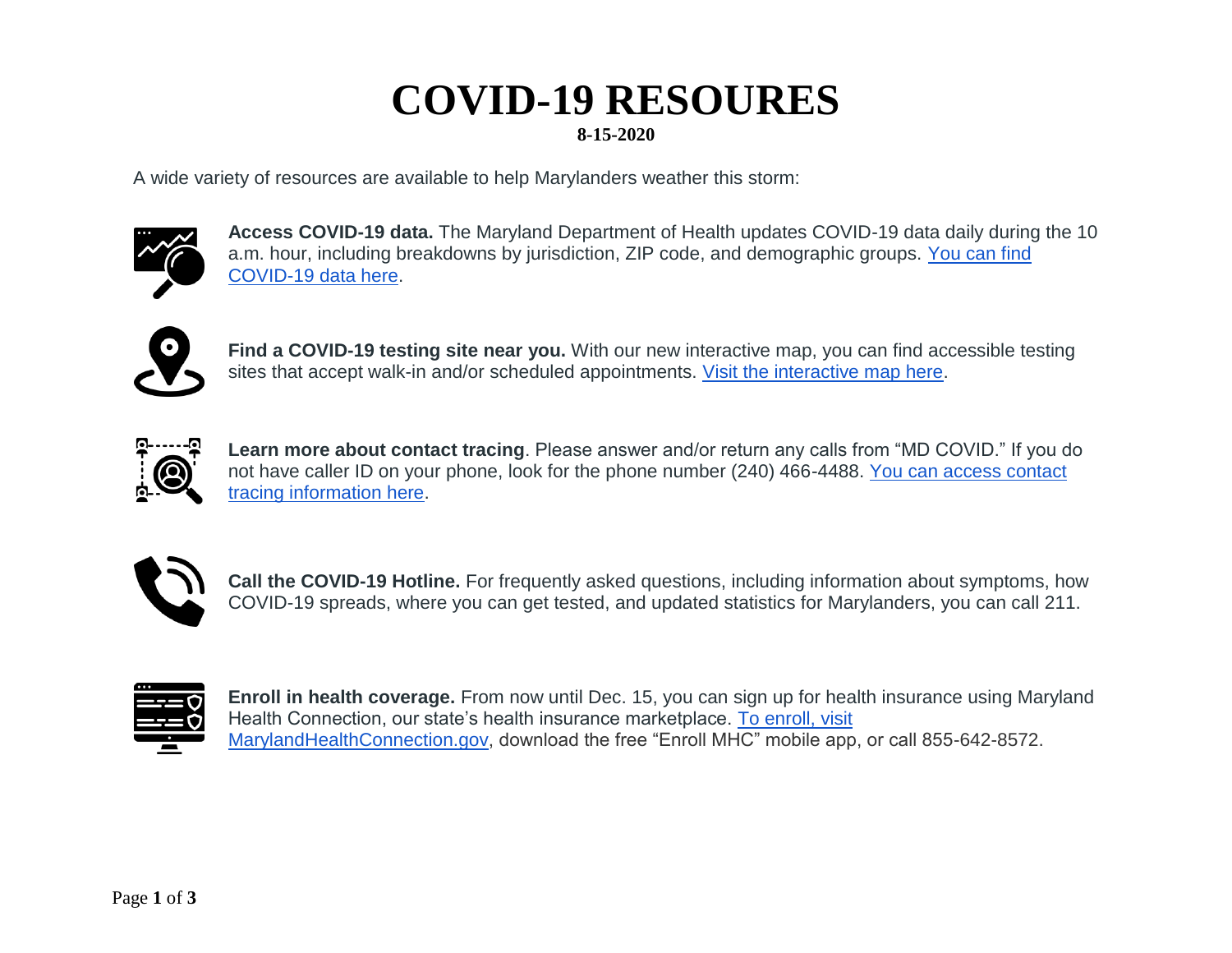# COVID-19 RESOURES

**8-15-2020**

A wide variety of resources are available to help Marylanders weather this storm:

**Access COVID-19 data.** The Maryland Department of Health updates COVID-19 data daily during the 10 a.m. hour, including breakdowns by jurisdiction, ZIP code, and demographic groups. You can find COVID-19 data here.

**Find a COVID-19 testing site near you.** With our new interactive map, you can find accessible testing sites that accept walk-in and/or scheduled appointments. Visit the interactive map here.

**Learn more about contact tracing**. Please answer and/or return any calls from "MD COVID." If you do not have caller ID on your phone, look for the phone number (240) 466-4488. You can access contact tracing information here.

**Call the COVID-19 Hotline.** For frequently asked questions, including information about symptoms, how COVID-19 spreads, where you can get tested, and updated statistics for Marylanders, you can call 211.

**Enroll in health coverage.** From now until Dec. 15, you can sign up for health insurance using Maryland Health Connection, our state's health insurance marketplace. To enroll, visit MarylandHealthConnection.gov, download the free "Enroll MHC" mobile app, or call 855-642-8572.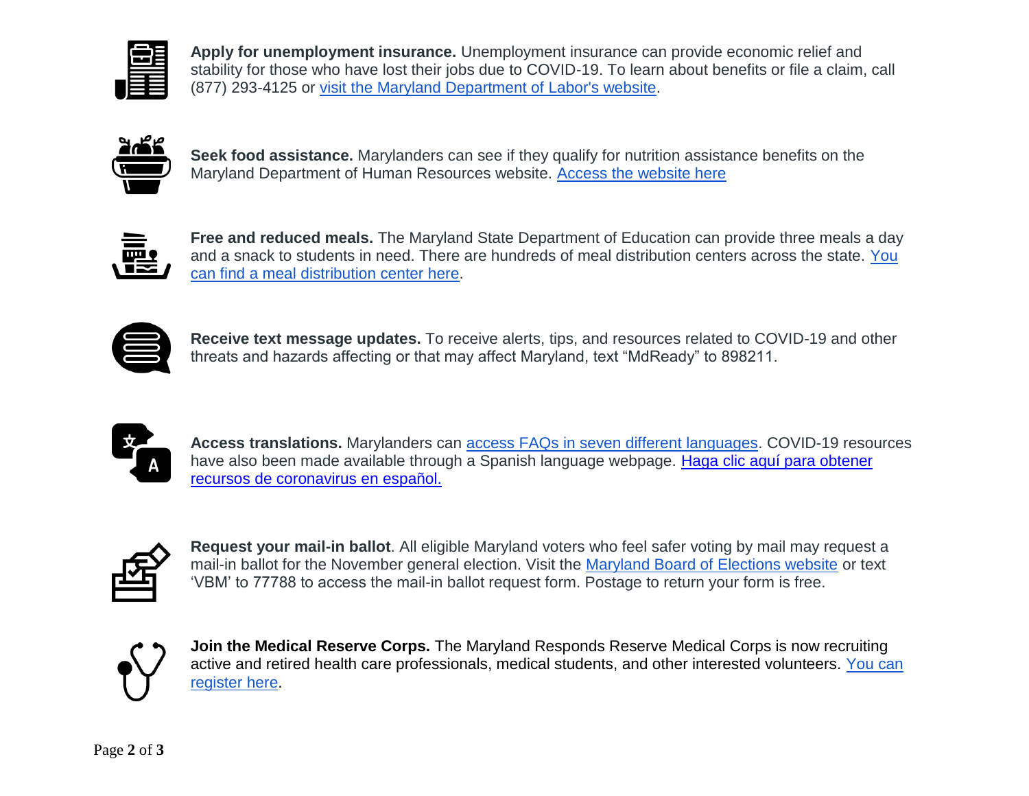**Apply for unemployment insurance.** Unemployment insurance can provide economic relief and stability for those who have lost their jobs due to COVID-19. To learn about benefits or file a claim, call (877) 293-4125 or visit the Maryland Department of Labor's website.

**Seek food assistance.** Marylanders can see if they qualify for nutrition assistance benefits on the Maryland Department of Human Resources website. Access the website here

**Free and reduced meals.** The Maryland State Department of Education can provide three meals a day and a snack to students in need. There are hundreds of meal distribution centers across the state. You can find a meal distribution center here.

**Receive text message updates.** To receive alerts, tips, and resources related to COVID-19 and other threats and hazards affecting or that may affect Maryland, text "MdReady" to 898211.

**Access translations.** Marylanders can access FAQs in seven different languages. COVID-19 resources have also been made available through a Spanish language webpage. Haga clic aquí para obtener recursos de coronavirus en español.

**Request your mail-in ballot**. All eligible Maryland voters who feel safer voting by mail may request a mail-in ballot for the November general election. Visit the Maryland Board of Elections website or text 'VBM' to 77788 to access the mail-in ballot request form. Postage to return your form is free.

**Join the Medical Reserve Corps.** The Maryland Responds Reserve Medical Corps is now recruiting active and retired health care professionals, medical students, and other interested volunteers. You can register here.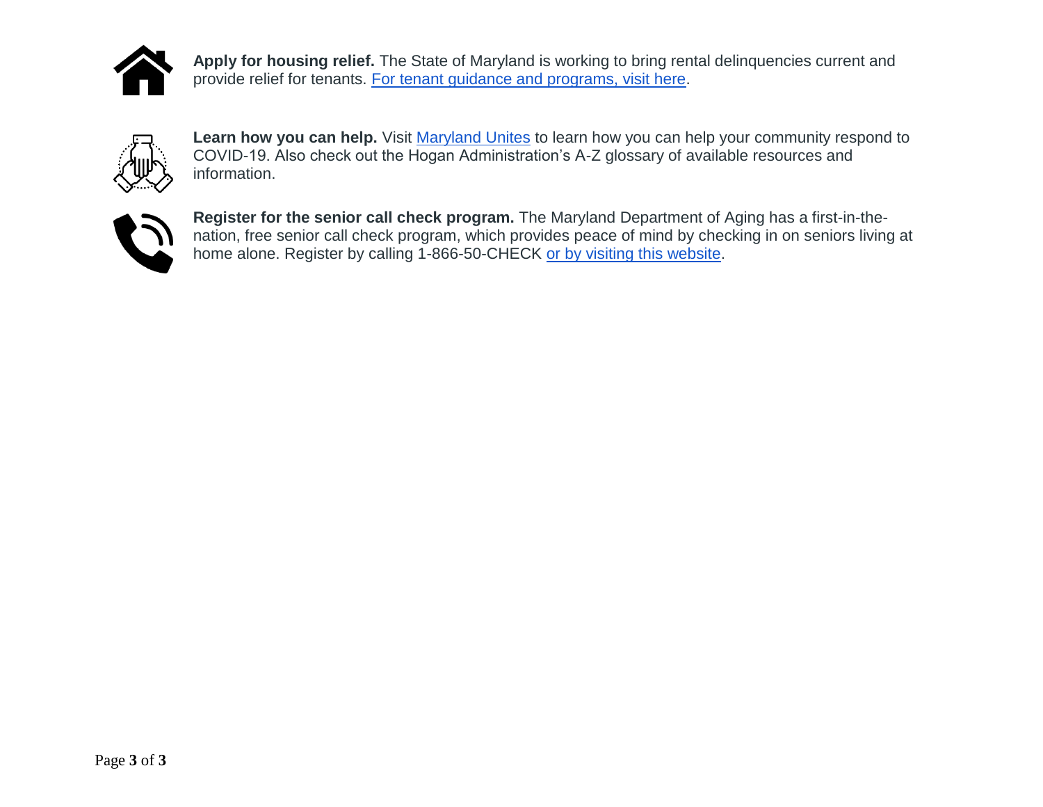**Apply for housing relief.** The State of Maryland is working to bring rental delinquencies current and provide relief for tenants. For tenant guidance and programs, visit here.

**Learn how you can help.** Visit Maryland Unites to learn how you can help your community respond to COVID-19. Also check out the Hogan Administration's A-Z glossary of available resources and information.

**Register for the senior call check program.** The Maryland Department of Aging has a first-in-the-nation, free senior call check program, which provides peace of mind by checking in on seniors living at home alone. Register by calling 1-866-50-CHECK or by visiting this website.